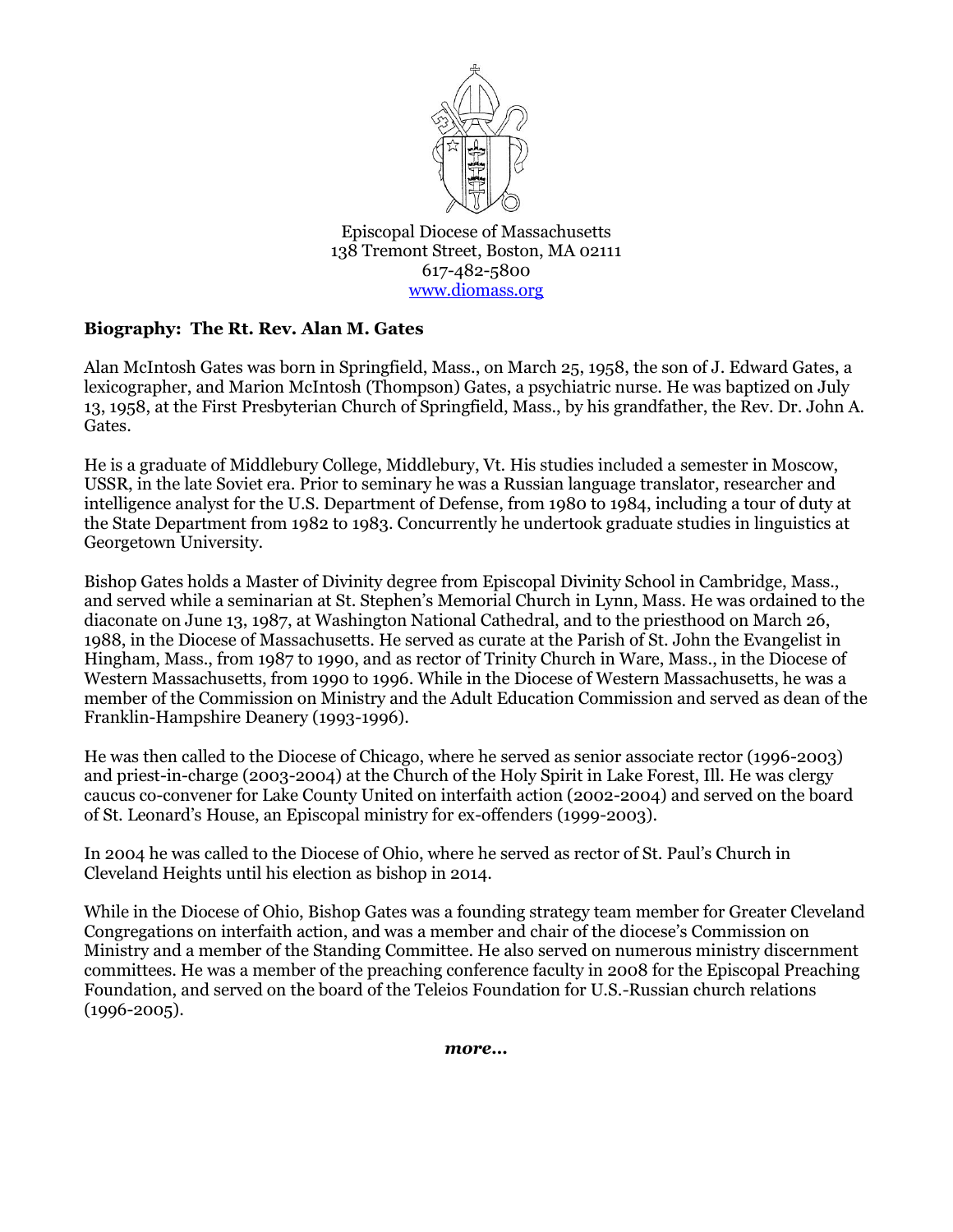Episcopal Diocese of Massachusetts
138 Tremont Street, Boston, MA 02111
617-482-5800
www.diomass.org

**Biography: The Rt. Rev. Alan M. Gates**

Alan McIntosh Gates was born in Springfield, Mass., on March 25, 1958, the son of J. Edward Gates, a lexicographer, and Marion McIntosh (Thompson) Gates, a psychiatric nurse. He was baptized on July 13, 1958, at the First Presbyterian Church of Springfield, Mass., by his grandfather, the Rev. Dr. John A. Gates.

He is a graduate of Middlebury College, Middlebury, Vt. His studies included a semester in Moscow, USSR, in the late Soviet era. Prior to seminary he was a Russian language translator, researcher and intelligence analyst for the U.S. Department of Defense, from 1980 to 1984, including a tour of duty at the State Department from 1982 to 1983. Concurrently he undertook graduate studies in linguistics at Georgetown University.

Bishop Gates holds a Master of Divinity degree from Episcopal Divinity School in Cambridge, Mass., and served while a seminarian at St. Stephen's Memorial Church in Lynn, Mass. He was ordained to the diaconate on June 13, 1987, at Washington National Cathedral, and to the priesthood on March 26, 1988, in the Diocese of Massachusetts. He served as curate at the Parish of St. John the Evangelist in Hingham, Mass., from 1987 to 1990, and as rector of Trinity Church in Ware, Mass., in the Diocese of Western Massachusetts, from 1990 to 1996. While in the Diocese of Western Massachusetts, he was a member of the Commission on Ministry and the Adult Education Commission and served as dean of the Franklin-Hampshire Deanery (1993-1996).

He was then called to the Diocese of Chicago, where he served as senior associate rector (1996-2003) and priest-in-charge (2003-2004) at the Church of the Holy Spirit in Lake Forest, Ill. He was clergy caucus co-convener for Lake County United on interfaith action (2002-2004) and served on the board of St. Leonard's House, an Episcopal ministry for ex-offenders (1999-2003).

In 2004 he was called to the Diocese of Ohio, where he served as rector of St. Paul's Church in Cleveland Heights until his election as bishop in 2014.

While in the Diocese of Ohio, Bishop Gates was a founding strategy team member for Greater Cleveland Congregations on interfaith action, and was a member and chair of the diocese's Commission on Ministry and a member of the Standing Committee. He also served on numerous ministry discernment committees. He was a member of the preaching conference faculty in 2008 for the Episcopal Preaching Foundation, and served on the board of the Teleios Foundation for U.S.-Russian church relations (1996-2005).

***more...***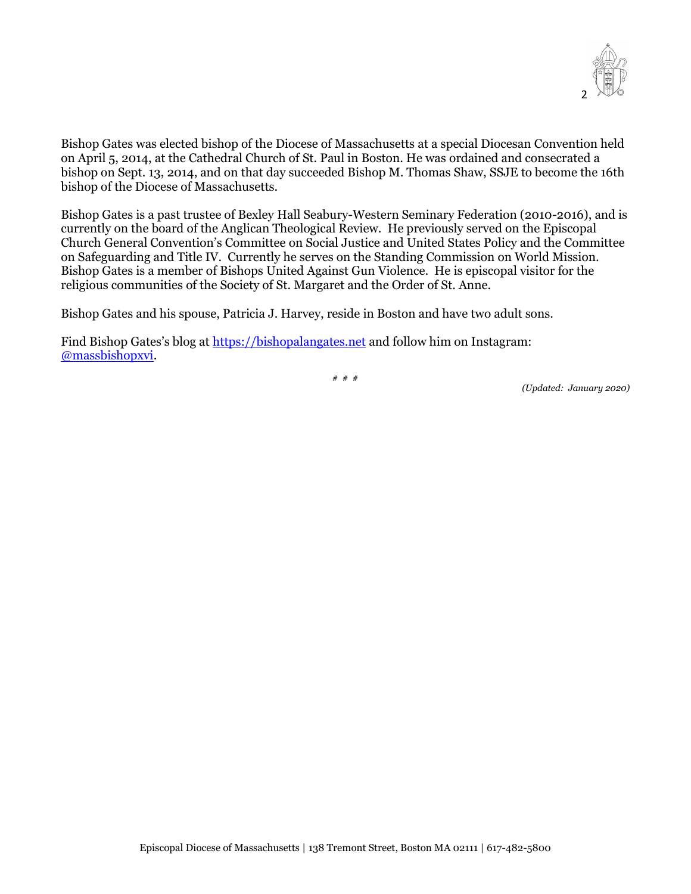Bishop Gates was elected bishop of the Diocese of Massachusetts at a special Diocesan Convention held on April 5, 2014, at the Cathedral Church of St. Paul in Boston. He was ordained and consecrated a bishop on Sept. 13, 2014, and on that day succeeded Bishop M. Thomas Shaw, SSJE to become the 16th bishop of the Diocese of Massachusetts.

Bishop Gates is a past trustee of Bexley Hall Seabury-Western Seminary Federation (2010-2016), and is currently on the board of the Anglican Theological Review. He previously served on the Episcopal Church General Convention's Committee on Social Justice and United States Policy and the Committee on Safeguarding and Title IV. Currently he serves on the Standing Commission on World Mission. Bishop Gates is a member of Bishops United Against Gun Violence. He is episcopal visitor for the religious communities of the Society of St. Margaret and the Order of St. Anne.

Bishop Gates and his spouse, Patricia J. Harvey, reside in Boston and have two adult sons.

Find Bishop Gates's blog at https://bishopalangates.net and follow him on Instagram: @massbishopxvi.

*# # #*

*(Updated: January 2020)*

Episcopal Diocese of Massachusetts | 138 Tremont Street, Boston MA 02111 | 617-482-5800